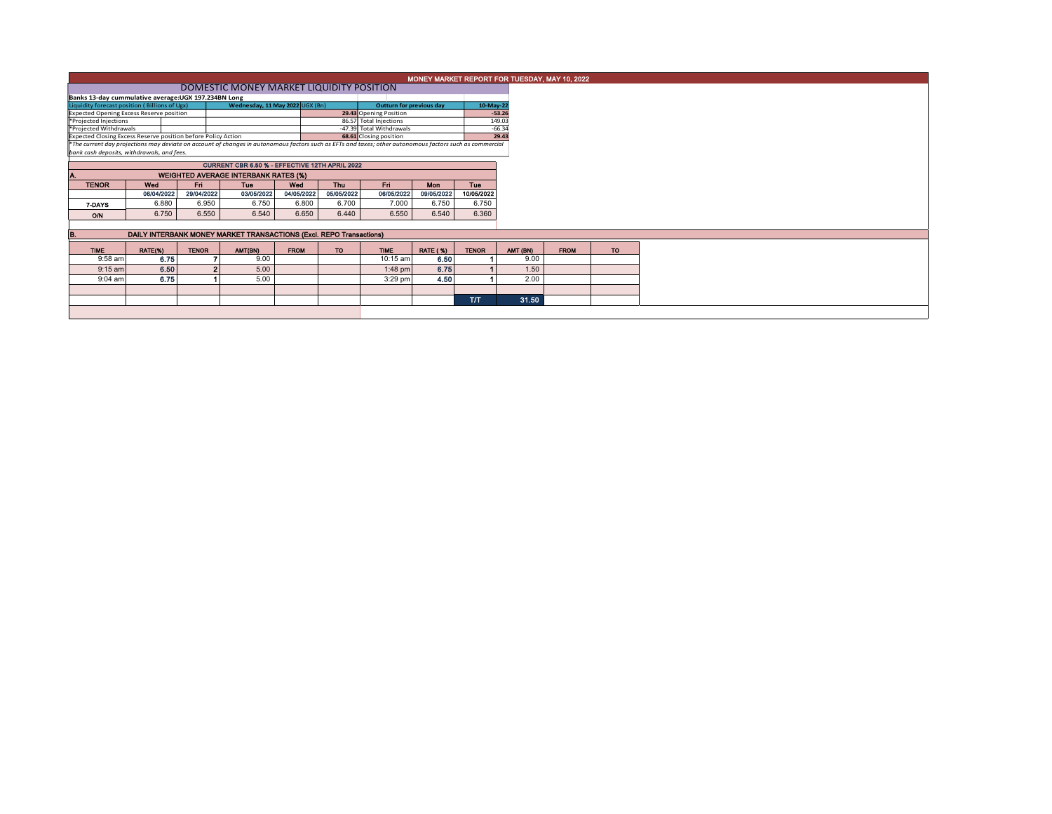# MONEY MARKET REPORT FOR TUESDAY, MAY 10, 2022

## DOMESTIC MONEY MARKET LIQUIDITY POSITION

**Banks 13-day cummulative average:UGX 197.234BN Long**

| Liquidity forecast position ( Billions of Ugx) | Wednesday, 11 May 2022 UGX (Bn) | Outturn for previous day | 10-May-22 |
|---|---|---|---|
| Expected Opening Excess Reserve position | 29.43 | Opening Position | -53.26 |
| *Projected Injections | 86.57 | Total Injections | 149.03 |
| *Projected Withdrawals | -47.39 | Total Withdrawals | -66.34 |
| Expected Closing Excess Reserve position before Policy Action | 68.61 | Closing position | 29.43 |

*The current day projections may deviate on account of changes in autonomous factors such as EFTs and taxes; other autonomous factors such as commercial bank cash deposits, withdrawals, and fees.*

**CURRENT CBR 6.50 % - EFFECTIVE 12TH APRIL 2022**

### A. WEIGHTED AVERAGE INTERBANK RATES (%)

| TENOR | Wed | Fri | Tue | Wed | Thu | Fri | Mon | Tue |
|---|---|---|---|---|---|---|---|---|
| | 06/04/2022 | 29/04/2022 | 03/05/2022 | 04/05/2022 | 05/05/2022 | 06/05/2022 | 09/05/2022 | 10/05/2022 |
| 7-DAYS | 6.880 | 6.950 | 6.750 | 6.800 | 6.700 | 7.000 | 6.750 | 6.750 |
| O/N | 6.750 | 6.550 | 6.540 | 6.650 | 6.440 | 6.550 | 6.540 | 6.360 |

### B. DAILY INTERBANK MONEY MARKET TRANSACTIONS (Excl. REPO Transactions)

| TIME | RATE(%) | TENOR | AMT(BN) | FROM | TO | TIME | RATE ( %) | TENOR | AMT (BN) | FROM | TO |
|---|---|---|---|---|---|---|---|---|---|---|---|
| 9:58 am | 6.75 | 7 | 9.00 | | | 10:15 am | 6.50 | 1 | 9.00 | | |
| 9:15 am | 6.50 | 2 | 5.00 | | | 1:48 pm | 6.75 | 1 | 1.50 | | |
| 9:04 am | 6.75 | 1 | 5.00 | | | 3:29 pm | 4.50 | 1 | 2.00 | | |
| | | | | | | | | | | | |
| | | | | | | | | T/T | 31.50 | | |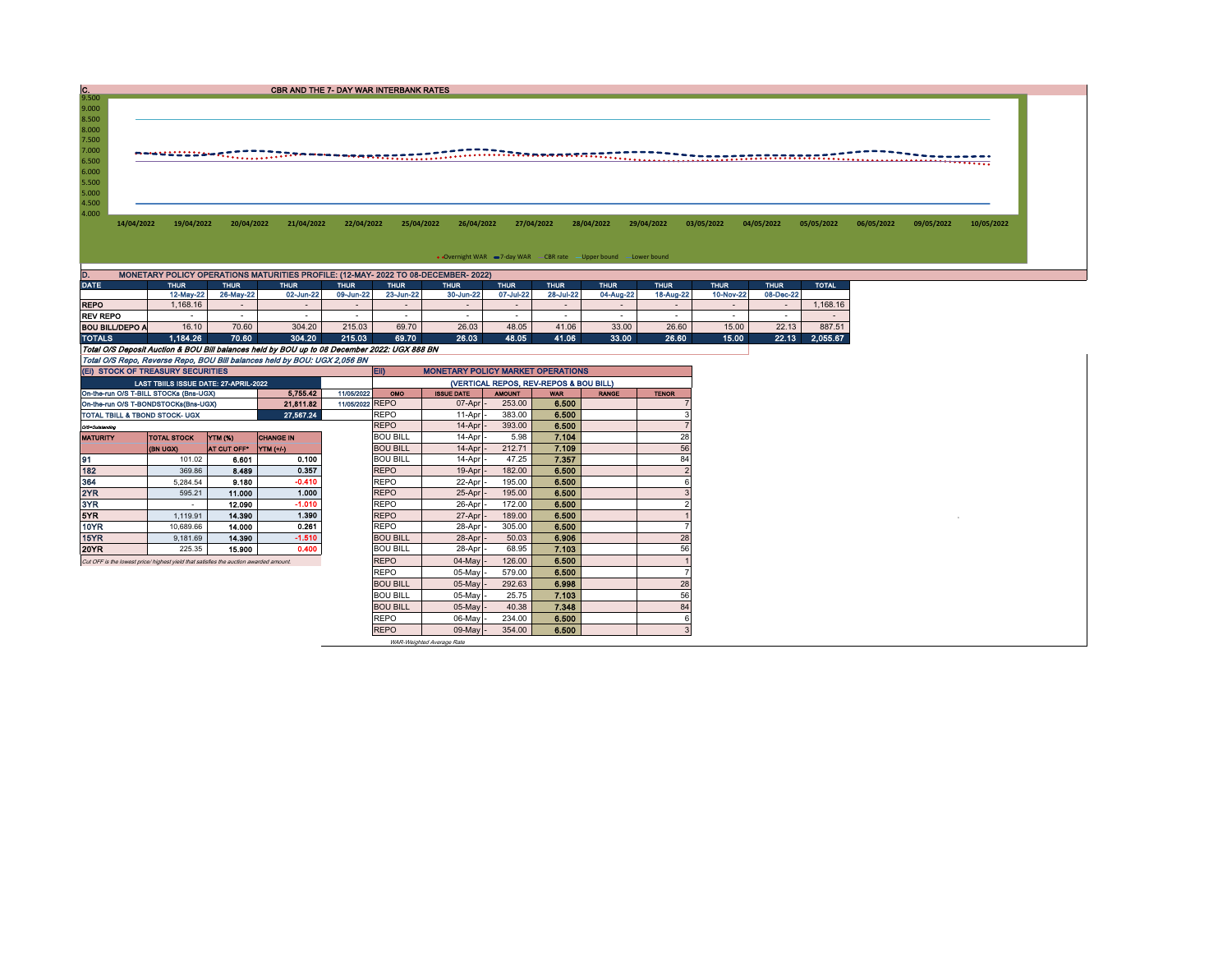## C. CBR AND THE 7- DAY WAR INTERBANK RATES

9.500
9.000
8.500
8.000
7.500
7.000
6.500
6.000
5.500
5.000
4.500
4.000

14/04/2022 19/04/2022 20/04/2022 21/04/2022 22/04/2022 25/04/2022 26/04/2022 27/04/2022 28/04/2022 29/04/2022 03/05/2022 04/05/2022 05/05/2022 06/05/2022 09/05/2022 10/05/2022

Overnight WAR — 7-day WAR — CBR rate — Upper bound — Lower bound

## D. MONETARY POLICY OPERATIONS MATURITIES PROFILE: (12-MAY- 2022 TO 08-DECEMBER- 2022)

| DATE | THUR | THUR | THUR | THUR | THUR | THUR | THUR | THUR | THUR | THUR | THUR | THUR | TOTAL |
|---|---|---|---|---|---|---|---|---|---|---|---|---|---|
| | 12-May-22 | 26-May-22 | 02-Jun-22 | 09-Jun-22 | 23-Jun-22 | 30-Jun-22 | 07-Jul-22 | 28-Jul-22 | 04-Aug-22 | 18-Aug-22 | 10-Nov-22 | 08-Dec-22 | |
| REPO | 1,168.16 | - | - | - | - | - | - | - | - | - | - | - | 1,168.16 |
| REV REPO | - | - | - | - | - | - | - | - | - | - | - | - | - |
| BOU BILL/DEPO A | 16.10 | 70.60 | 304.20 | 215.03 | 69.70 | 26.03 | 48.05 | 41.06 | 33.00 | 26.60 | 15.00 | 22.13 | 887.51 |
| TOTALS | 1,184.26 | 70.60 | 304.20 | 215.03 | 69.70 | 26.03 | 48.05 | 41.06 | 33.00 | 26.60 | 15.00 | 22.13 | 2,055.67 |

*Total O/S Deposit Auction & BOU Bill balances held by BOU up to 08 December 2022: UGX 888 BN*

*Total O/S Repo, Reverse Repo, BOU Bill balances held by BOU: UGX 2,056 BN*

### (EI) STOCK OF TREASURY SECURITIES

| LAST TBIILS ISSUE DATE: 27-APRIL-2022 | | | |
|---|---|---|---|
| On-the-run O/S T-BILL STOCKs (Bns-UGX) | | 5,755.42 | 11/05/2022 |
| On-the-run O/S T-BONDSTOCKs(Bns-UGX) | | 21,811.82 | 11/05/2022 |
| TOTAL TBILL & TBOND STOCK- UGX | | 27,567.24 | |

O/S=Outstanding

| MATURITY | TOTAL STOCK (BN UGX) | YTM (%) AT CUT OFF* | CHANGE IN YTM (+/-) |
|---|---|---|---|
| 91 | 101.02 | 6.601 | 0.100 |
| 182 | 369.86 | 8.489 | 0.357 |
| 364 | 5,284.54 | 9.180 | -0.410 |
| 2YR | 595.21 | 11.000 | 1.000 |
| 3YR | - | 12.090 | -1.010 |
| 5YR | 1,119.91 | 14.390 | 1.390 |
| 10YR | 10,689.66 | 14.000 | 0.261 |
| 15YR | 9,181.69 | 14.390 | -1.510 |
| 20YR | 225.35 | 15.900 | 0.400 |

*Cut OFF is the lowest price/ highest yield that satisfies the auction awarded amount.*

### Eii) MONETARY POLICY MARKET OPERATIONS

(VERTICAL REPOS, REV-REPOS & BOU BILL)

| OMO | ISSUE DATE | AMOUNT | WAR | RANGE | TENOR |
|---|---|---|---|---|---|
| REPO | 07-Apr | 253.00 | 6.500 | | 7 |
| REPO | 11-Apr | 383.00 | 6.500 | | 3 |
| REPO | 14-Apr | 393.00 | 6.500 | | 7 |
| BOU BILL | 14-Apr | 5.98 | 7.104 | | 28 |
| BOU BILL | 14-Apr | 212.71 | 7.109 | | 56 |
| BOU BILL | 14-Apr | 47.25 | 7.357 | | 84 |
| REPO | 19-Apr | 182.00 | 6.500 | | 2 |
| REPO | 22-Apr | 195.00 | 6.500 | | 6 |
| REPO | 25-Apr | 195.00 | 6.500 | | 3 |
| REPO | 26-Apr | 172.00 | 6.500 | | 2 |
| REPO | 27-Apr | 189.00 | 6.500 | | 1 |
| REPO | 28-Apr | 305.00 | 6.500 | | 7 |
| BOU BILL | 28-Apr | 50.03 | 6.906 | | 28 |
| BOU BILL | 28-Apr | 68.95 | 7.103 | | 56 |
| REPO | 04-May | 126.00 | 6.500 | | 1 |
| REPO | 05-May | 579.00 | 6.500 | | 7 |
| BOU BILL | 05-May | 292.63 | 6.998 | | 28 |
| BOU BILL | 05-May | 25.75 | 7.103 | | 56 |
| BOU BILL | 05-May | 40.38 | 7.348 | | 84 |
| REPO | 06-May | 234.00 | 6.500 | | 6 |
| REPO | 09-May | 354.00 | 6.500 | | 3 |

*WAR-Weighted Average Rate*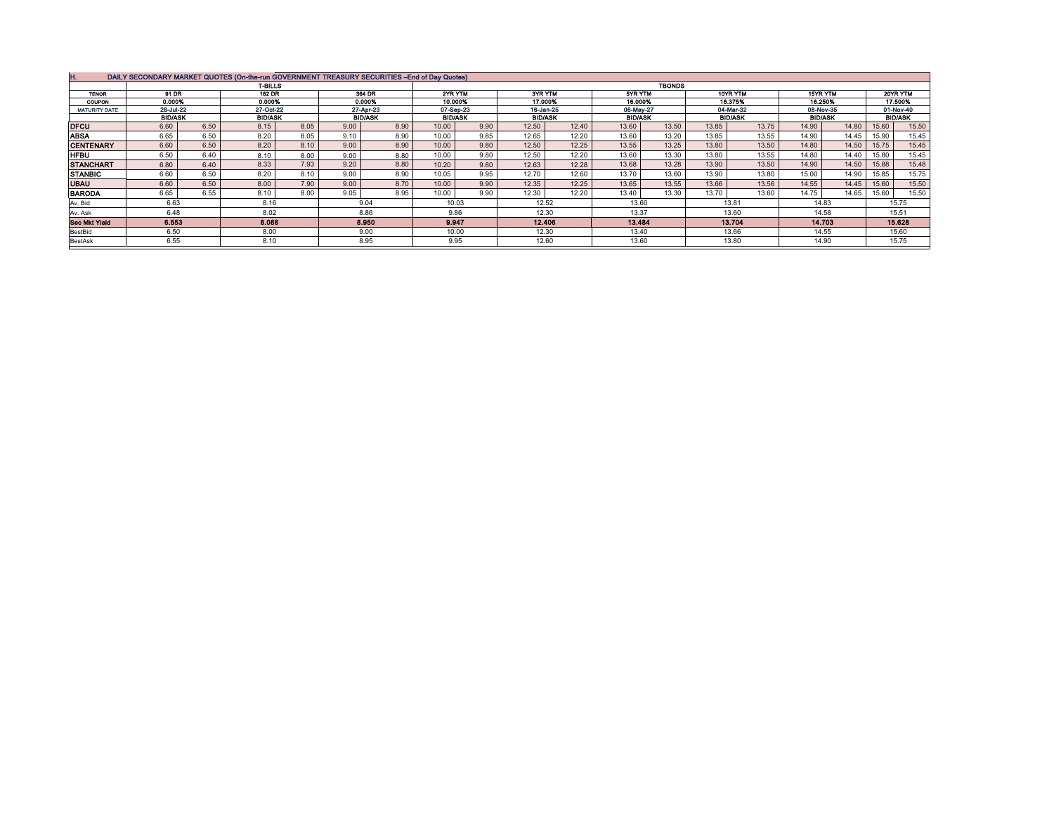| H. | DAILY SECONDARY MARKET QUOTES (On-the-run GOVERNMENT TREASURY SECURITIES –End of Day Quotes) | | | | | | | | | | | | | | | | | |
|---|---|---|---|---|---|---|---|---|---|---|---|---|---|---|---|---|---|---|
| | T-BILLS | | | | | | TBONDS | | | | | | | | | | | |
| TENOR | 91 DR | | 182 DR | | 364 DR | | 2YR YTM | | 3YR YTM | | 5YR YTM | | 10YR YTM | | 15YR YTM | | 20YR YTM | |
| COUPON | 0.000% | | 0.000% | | 0.000% | | 10.000% | | 17.000% | | 16.000% | | 16.375% | | 16.250% | | 17.500% | |
| MATURITY DATE | 28-Jul-22 | | 27-Oct-22 | | 27-Apr-23 | | 07-Sep-23 | | 16-Jan-25 | | 06-May-27 | | 04-Mar-32 | | 08-Nov-35 | | 01-Nov-40 | |
| | BID/ASK | | BID/ASK | | BID/ASK | | BID/ASK | | BID/ASK | | BID/ASK | | BID/ASK | | BID/ASK | | BID/ASK | |
| DFCU | 6.60 | 6.50 | 8.15 | 8.05 | 9.00 | 8.90 | 10.00 | 9.90 | 12.50 | 12.40 | 13.60 | 13.50 | 13.85 | 13.75 | 14.90 | 14.80 | 15.60 | 15.50 |
| ABSA | 6.65 | 6.50 | 8.20 | 8.05 | 9.10 | 8.90 | 10.00 | 9.85 | 12.65 | 12.20 | 13.60 | 13.20 | 13.85 | 13.55 | 14.90 | 14.45 | 15.90 | 15.45 |
| CENTENARY | 6.60 | 6.50 | 8.20 | 8.10 | 9.00 | 8.90 | 10.00 | 9.80 | 12.50 | 12.25 | 13.55 | 13.25 | 13.80 | 13.50 | 14.80 | 14.50 | 15.75 | 15.45 |
| HFBU | 6.50 | 6.40 | 8.10 | 8.00 | 9.00 | 8.80 | 10.00 | 9.80 | 12.50 | 12.20 | 13.60 | 13.30 | 13.80 | 13.55 | 14.80 | 14.40 | 15.80 | 15.45 |
| STANCHART | 6.80 | 6.40 | 8.33 | 7.93 | 9.20 | 8.80 | 10.20 | 9.80 | 12.63 | 12.28 | 13.68 | 13.28 | 13.90 | 13.50 | 14.90 | 14.50 | 15.88 | 15.48 |
| STANBIC | 6.60 | 6.50 | 8.20 | 8.10 | 9.00 | 8.90 | 10.05 | 9.95 | 12.70 | 12.60 | 13.70 | 13.60 | 13.90 | 13.80 | 15.00 | 14.90 | 15.85 | 15.75 |
| UBAU | 6.60 | 6.50 | 8.00 | 7.90 | 9.00 | 8.70 | 10.00 | 9.90 | 12.35 | 12.25 | 13.65 | 13.55 | 13.66 | 13.56 | 14.55 | 14.45 | 15.60 | 15.50 |
| BARODA | 6.65 | 6.55 | 8.10 | 8.00 | 9.05 | 8.95 | 10.00 | 9.90 | 12.30 | 12.20 | 13.40 | 13.30 | 13.70 | 13.60 | 14.75 | 14.65 | 15.60 | 15.50 |
| Av. Bid | 6.63 | | 8.16 | | 9.04 | | 10.03 | | 12.52 | | 13.60 | | 13.81 | | 14.83 | | 15.75 | |
| Av. Ask | 6.48 | | 8.02 | | 8.86 | | 9.86 | | 12.30 | | 13.37 | | 13.60 | | 14.58 | | 15.51 | |
| **Sec Mkt Yield** | **6.553** | | **8.088** | | **8.950** | | **9.947** | | **12.406** | | **13.484** | | **13.704** | | **14.703** | | **15.628** | |
| BestBid | 6.50 | | 8.00 | | 9.00 | | 10.00 | | 12.30 | | 13.40 | | 13.66 | | 14.55 | | 15.60 | |
| BestAsk | 6.55 | | 8.10 | | 8.95 | | 9.95 | | 12.60 | | 13.60 | | 13.80 | | 14.90 | | 15.75 | |